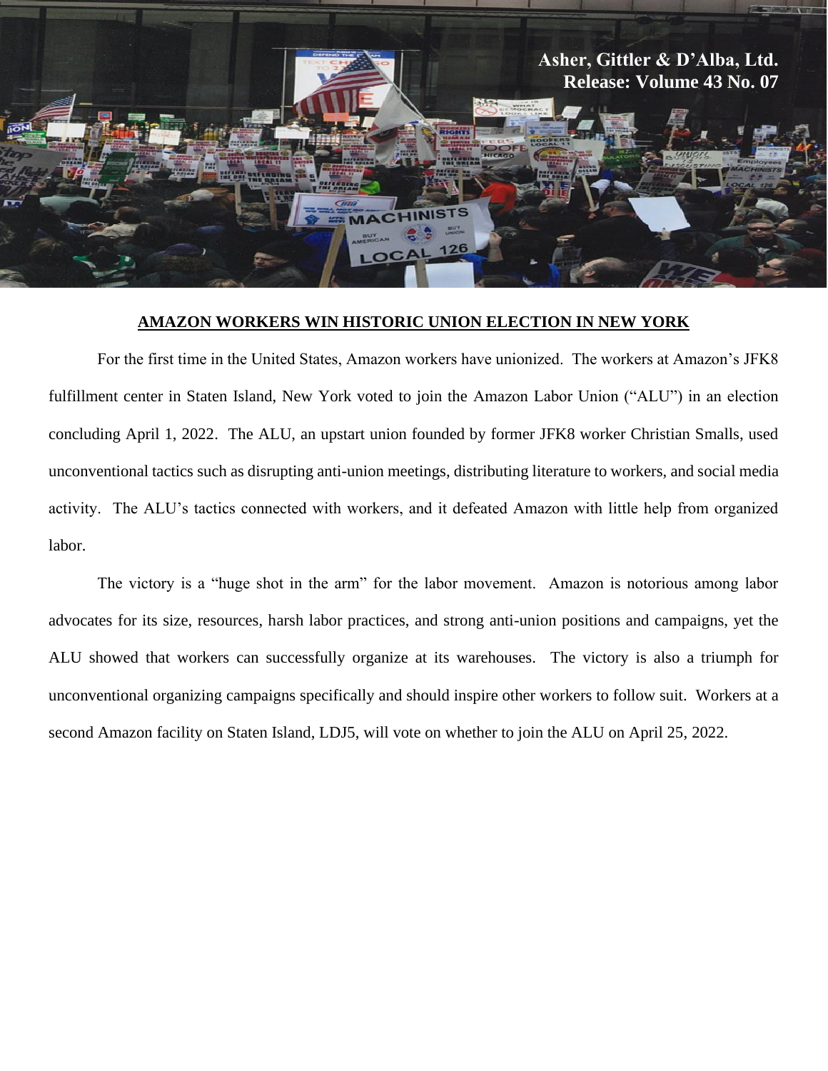**Asher, Gittler & D'Alba, Ltd.**
**Release: Volume 43 No. 07**

# AMAZON WORKERS WIN HISTORIC UNION ELECTION IN NEW YORK

For the first time in the United States, Amazon workers have unionized. The workers at Amazon's JFK8 fulfillment center in Staten Island, New York voted to join the Amazon Labor Union ("ALU") in an election concluding April 1, 2022. The ALU, an upstart union founded by former JFK8 worker Christian Smalls, used unconventional tactics such as disrupting anti-union meetings, distributing literature to workers, and social media activity. The ALU's tactics connected with workers, and it defeated Amazon with little help from organized labor.

The victory is a "huge shot in the arm" for the labor movement. Amazon is notorious among labor advocates for its size, resources, harsh labor practices, and strong anti-union positions and campaigns, yet the ALU showed that workers can successfully organize at its warehouses. The victory is also a triumph for unconventional organizing campaigns specifically and should inspire other workers to follow suit. Workers at a second Amazon facility on Staten Island, LDJ5, will vote on whether to join the ALU on April 25, 2022.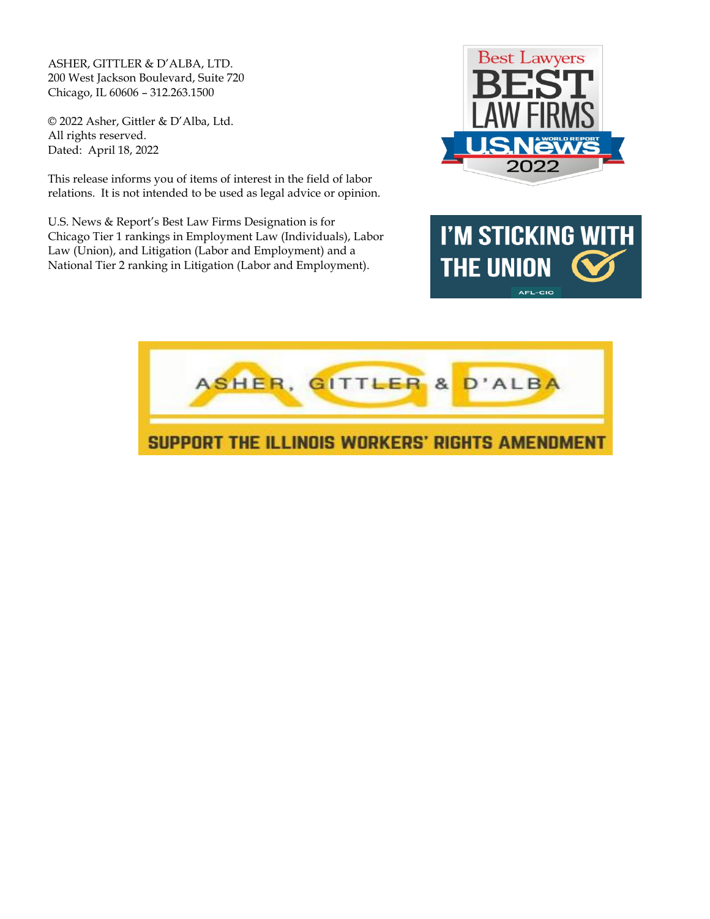ASHER, GITTLER & D'ALBA, LTD.
200 West Jackson Boulevard, Suite 720
Chicago, IL 60606 – 312.263.1500

© 2022 Asher, Gittler & D'Alba, Ltd.
All rights reserved.
Dated: April 18, 2022

This release informs you of items of interest in the field of labor relations. It is not intended to be used as legal advice or opinion.

U.S. News & Report's Best Law Firms Designation is for Chicago Tier 1 rankings in Employment Law (Individuals), Labor Law (Union), and Litigation (Labor and Employment) and a National Tier 2 ranking in Litigation (Labor and Employment).

Best Lawyers
BEST LAW FIRMS
U.S.News & WORLD REPORT
2022

I'M STICKING WITH THE UNION
AFL-CIO

ASHER, GITTLER & D'ALBA

SUPPORT THE ILLINOIS WORKERS' RIGHTS AMENDMENT